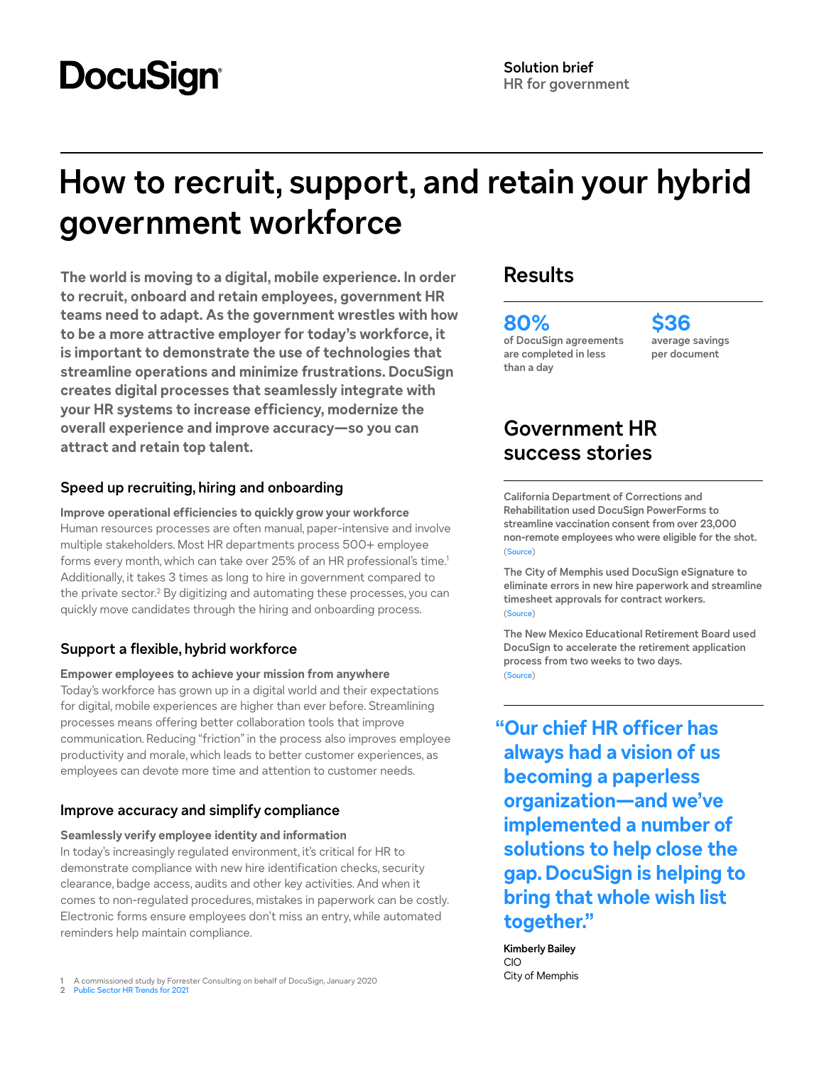DocuSign

**Solution brief**
HR for government

# How to recruit, support, and retain your hybrid government workforce

**The world is moving to a digital, mobile experience. In order to recruit, onboard and retain employees, government HR teams need to adapt. As the government wrestles with how to be a more attractive employer for today's workforce, it is important to demonstrate the use of technologies that streamline operations and minimize frustrations. DocuSign creates digital processes that seamlessly integrate with your HR systems to increase efficiency, modernize the overall experience and improve accuracy—so you can attract and retain top talent.**

### Speed up recruiting, hiring and onboarding

**Improve operational efficiencies to quickly grow your workforce**
Human resources processes are often manual, paper-intensive and involve multiple stakeholders. Most HR departments process 500+ employee forms every month, which can take over 25% of an HR professional's time.[1] Additionally, it takes 3 times as long to hire in government compared to the private sector.[2] By digitizing and automating these processes, you can quickly move candidates through the hiring and onboarding process.

### Support a flexible, hybrid workforce

**Empower employees to achieve your mission from anywhere**
Today's workforce has grown up in a digital world and their expectations for digital, mobile experiences are higher than ever before. Streamlining processes means offering better collaboration tools that improve communication. Reducing "friction" in the process also improves employee productivity and morale, which leads to better customer experiences, as employees can devote more time and attention to customer needs.

### Improve accuracy and simplify compliance

**Seamlessly verify employee identity and information**
In today's increasingly regulated environment, it's critical for HR to demonstrate compliance with new hire identification checks, security clearance, badge access, audits and other key activities. And when it comes to non-regulated procedures, mistakes in paperwork can be costly. Electronic forms ensure employees don't miss an entry, while automated reminders help maintain compliance.

1 A commissioned study by Forrester Consulting on behalf of DocuSign, January 2020
2 Public Sector HR Trends for 2021

## Results

**80%**
of DocuSign agreements are completed in less than a day

**$36**
average savings per document

## Government HR success stories

**California Department of Corrections and Rehabilitation used DocuSign PowerForms to streamline vaccination consent from over 23,000 non-remote employees who were eligible for the shot.**
(Source)

**The City of Memphis used DocuSign eSignature to eliminate errors in new hire paperwork and streamline timesheet approvals for contract workers.**
(Source)

**The New Mexico Educational Retirement Board used DocuSign to accelerate the retirement application process from two weeks to two days.**
(Source)

> **"Our chief HR officer has always had a vision of us becoming a paperless organization—and we've implemented a number of solutions to help close the gap. DocuSign is helping to bring that whole wish list together."**
>
> **Kimberly Bailey**
> CIO
> City of Memphis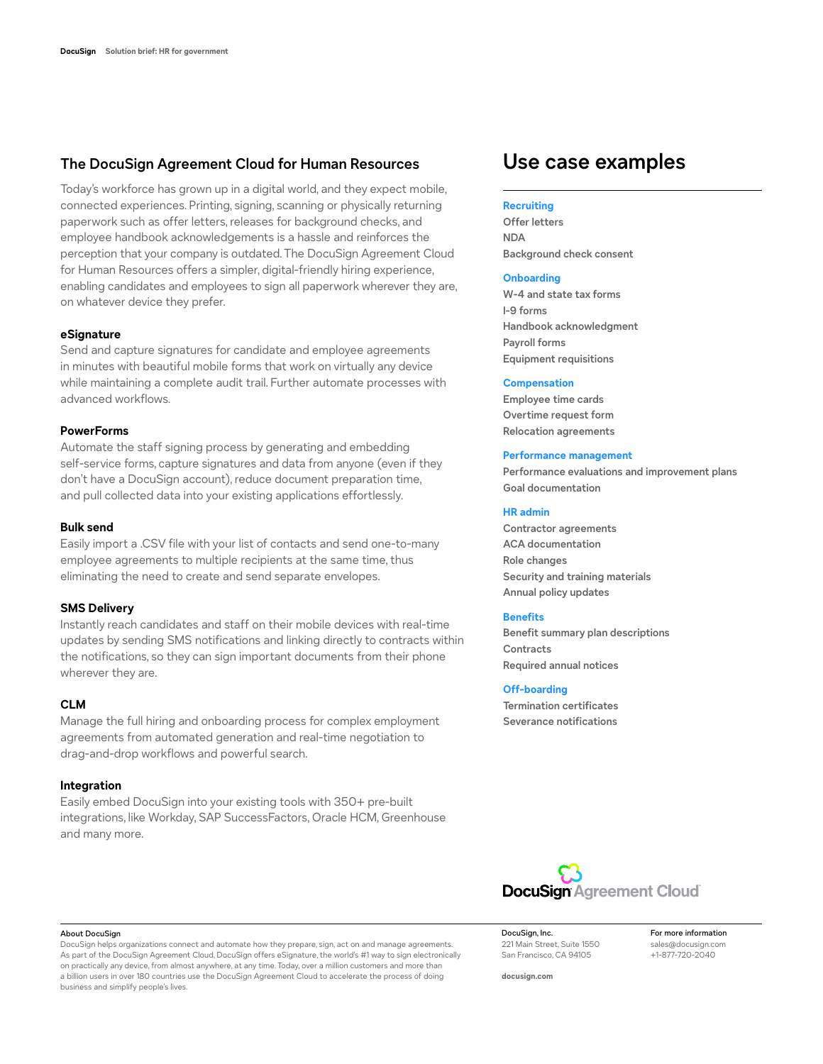## The DocuSign Agreement Cloud for Human Resources

Today's workforce has grown up in a digital world, and they expect mobile, connected experiences. Printing, signing, scanning or physically returning paperwork such as offer letters, releases for background checks, and employee handbook acknowledgements is a hassle and reinforces the perception that your company is outdated. The DocuSign Agreement Cloud for Human Resources offers a simpler, digital-friendly hiring experience, enabling candidates and employees to sign all paperwork wherever they are, on whatever device they prefer.

### eSignature

Send and capture signatures for candidate and employee agreements in minutes with beautiful mobile forms that work on virtually any device while maintaining a complete audit trail. Further automate processes with advanced workflows.

### PowerForms

Automate the staff signing process by generating and embedding self-service forms, capture signatures and data from anyone (even if they don't have a DocuSign account), reduce document preparation time, and pull collected data into your existing applications effortlessly.

### Bulk send

Easily import a .CSV file with your list of contacts and send one-to-many employee agreements to multiple recipients at the same time, thus eliminating the need to create and send separate envelopes.

### SMS Delivery

Instantly reach candidates and staff on their mobile devices with real-time updates by sending SMS notifications and linking directly to contracts within the notifications, so they can sign important documents from their phone wherever they are.

### CLM

Manage the full hiring and onboarding process for complex employment agreements from automated generation and real-time negotiation to drag-and-drop workflows and powerful search.

### Integration

Easily embed DocuSign into your existing tools with 350+ pre-built integrations, like Workday, SAP SuccessFactors, Oracle HCM, Greenhouse and many more.

## Use case examples

**Recruiting**
- Offer letters
- NDA
- Background check consent

**Onboarding**
- W-4 and state tax forms
- I-9 forms
- Handbook acknowledgment
- Payroll forms
- Equipment requisitions

**Compensation**
- Employee time cards
- Overtime request form
- Relocation agreements

**Performance management**
- Performance evaluations and improvement plans
- Goal documentation

**HR admin**
- Contractor agreements
- ACA documentation
- Role changes
- Security and training materials
- Annual policy updates

**Benefits**
- Benefit summary plan descriptions
- Contracts
- Required annual notices

**Off-boarding**
- Termination certificates
- Severance notifications

DocuSign Agreement Cloud

**About DocuSign**

DocuSign helps organizations connect and automate how they prepare, sign, act on and manage agreements. As part of the DocuSign Agreement Cloud, DocuSign offers eSignature, the world's #1 way to sign electronically on practically any device, from almost anywhere, at any time. Today, over a million customers and more than a billion users in over 180 countries use the DocuSign Agreement Cloud to accelerate the process of doing business and simplify people's lives.

DocuSign, Inc.
221 Main Street, Suite 1550
San Francisco, CA 94105

docusign.com

For more information
sales@docusign.com
+1-877-720-2040